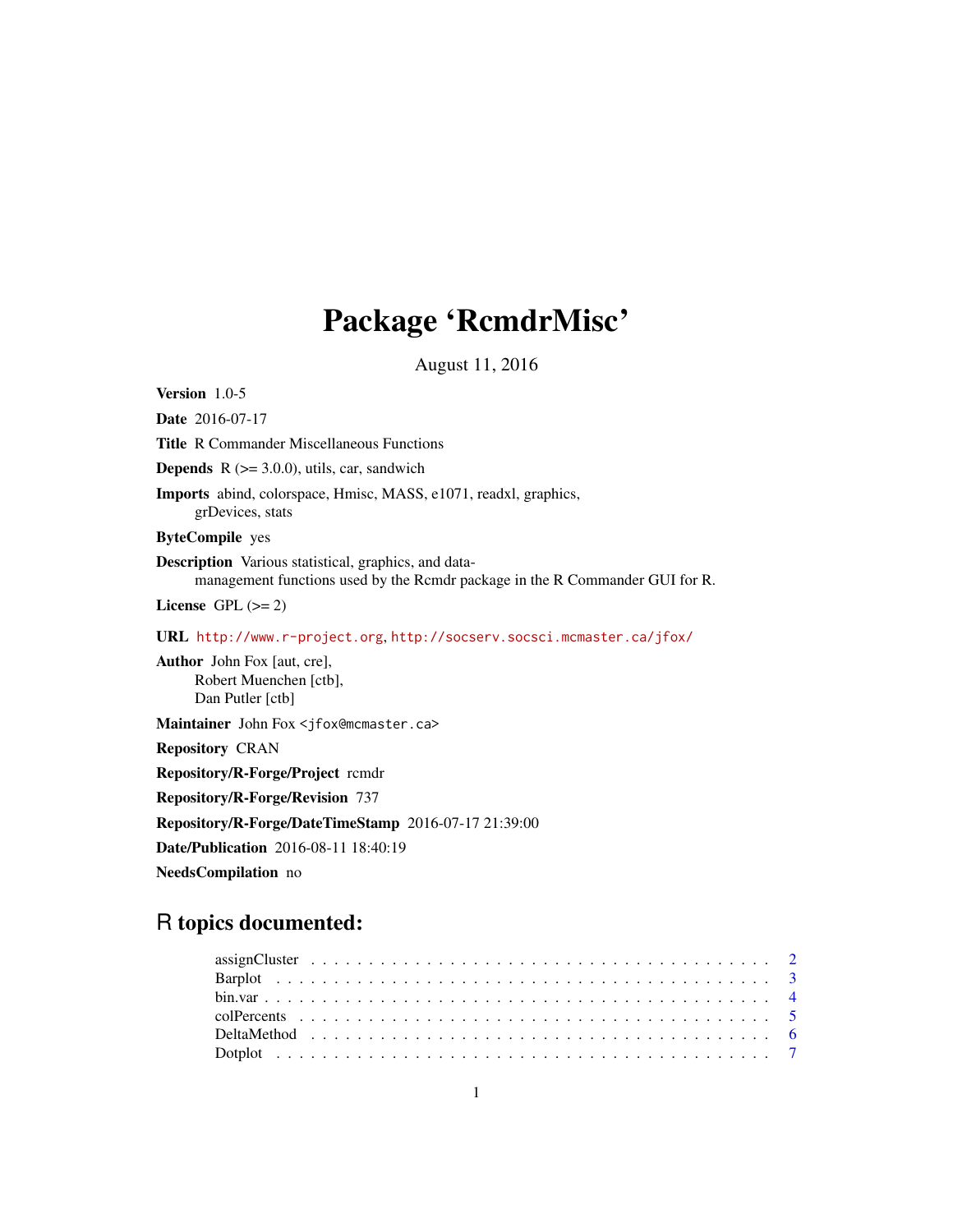# Package 'RcmdrMisc'

August 11, 2016

**Version** 1.0-5

**Date** 2016-07-17

**Title** R Commander Miscellaneous Functions

**Depends** R (>= 3.0.0), utils, car, sandwich

**Imports** abind, colorspace, Hmisc, MASS, e1071, readxl, graphics, grDevices, stats

**ByteCompile** yes

**Description** Various statistical, graphics, and data-management functions used by the Rcmdr package in the R Commander GUI for R.

**License** GPL (>= 2)

**URL** http://www.r-project.org, http://socserv.socsci.mcmaster.ca/jfox/

**Author** John Fox [aut, cre], Robert Muenchen [ctb], Dan Putler [ctb]

**Maintainer** John Fox <jfox@mcmaster.ca>

**Repository** CRAN

**Repository/R-Forge/Project** rcmdr

**Repository/R-Forge/Revision** 737

**Repository/R-Forge/DateTimeStamp** 2016-07-17 21:39:00

**Date/Publication** 2016-08-11 18:40:19

**NeedsCompilation** no

## R topics documented:

- assignCluster . . . . . . . . . . . . . . . . . . . . . . . . . . . . . . . . . . . . . . . 2
- Barplot . . . . . . . . . . . . . . . . . . . . . . . . . . . . . . . . . . . . . . . . . . 3
- bin.var . . . . . . . . . . . . . . . . . . . . . . . . . . . . . . . . . . . . . . . . . . 4
- colPercents . . . . . . . . . . . . . . . . . . . . . . . . . . . . . . . . . . . . . . . . 5
- DeltaMethod . . . . . . . . . . . . . . . . . . . . . . . . . . . . . . . . . . . . . . . 6
- Dotplot . . . . . . . . . . . . . . . . . . . . . . . . . . . . . . . . . . . . . . . . . . 7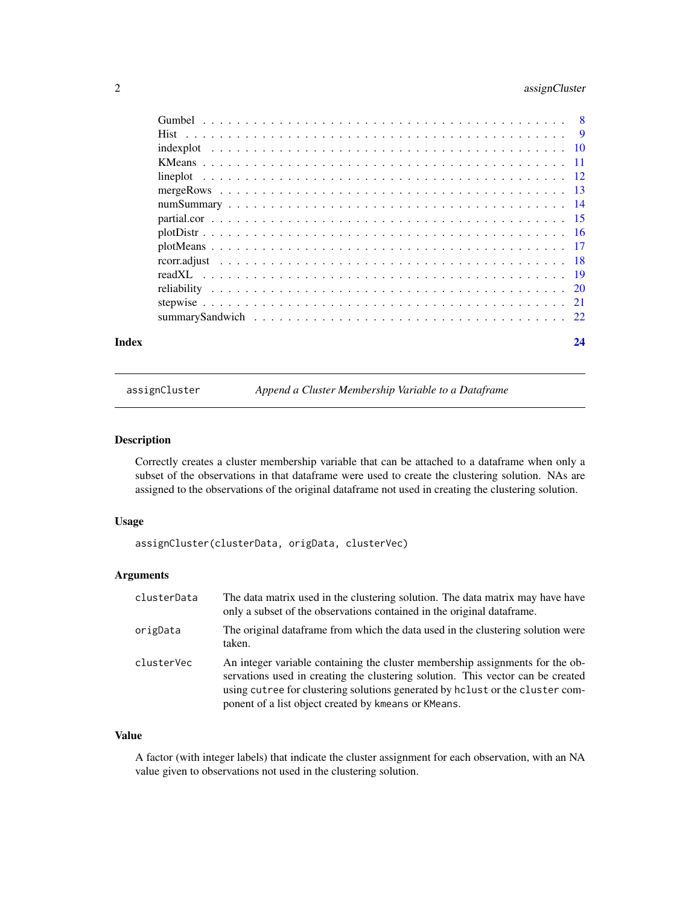| | |
|---|---|
| Gumbel | 8 |
| Hist | 9 |
| indexplot | 10 |
| KMeans | 11 |
| lineplot | 12 |
| mergeRows | 13 |
| numSummary | 14 |
| partial.cor | 15 |
| plotDistr | 16 |
| plotMeans | 17 |
| rcorr.adjust | 18 |
| readXL | 19 |
| reliability | 20 |
| stepwise | 21 |
| summarySandwich | 22 |

**Index** **24**

---

`assignCluster` *Append a Cluster Membership Variable to a Dataframe*

---

### Description

Correctly creates a cluster membership variable that can be attached to a dataframe when only a subset of the observations in that dataframe were used to create the clustering solution. NAs are assigned to the observations of the original dataframe not used in creating the clustering solution.

### Usage

```
assignCluster(clusterData, origData, clusterVec)
```

### Arguments

| | |
|---|---|
| `clusterData` | The data matrix used in the clustering solution. The data matrix may have have only a subset of the observations contained in the original dataframe. |
| `origData` | The original dataframe from which the data used in the clustering solution were taken. |
| `clusterVec` | An integer variable containing the cluster membership assignments for the observations used in creating the clustering solution. This vector can be created using `cutree` for clustering solutions generated by `hclust` or the `cluster` component of a list object created by `kmeans` or `KMeans`. |

### Value

A factor (with integer labels) that indicate the cluster assignment for each observation, with an NA value given to observations not used in the clustering solution.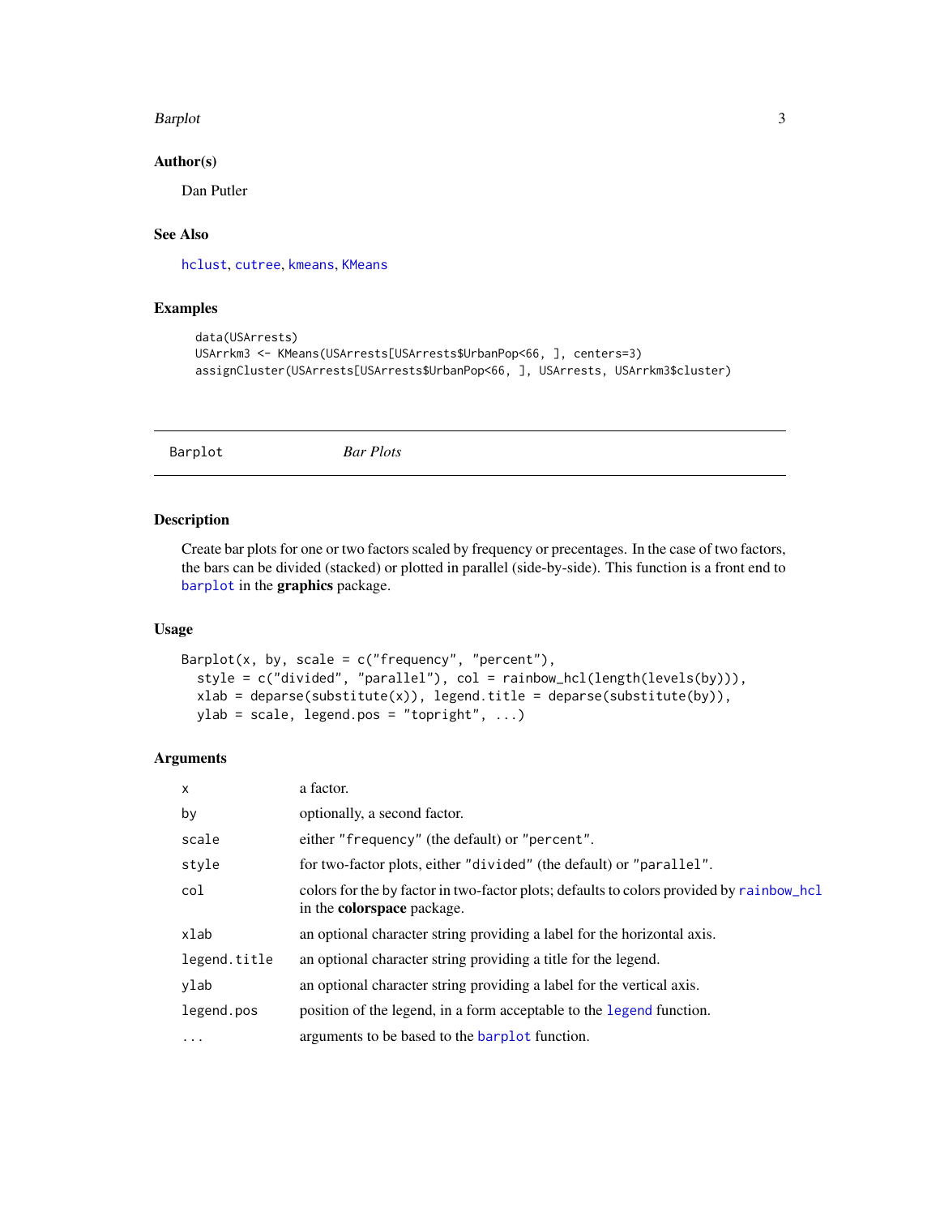### Author(s)

Dan Putler

### See Also

hclust, cutree, kmeans, KMeans

### Examples

```
data(USArrests)
USArrkm3 <- KMeans(USArrests[USArrests$UrbanPop<66, ], centers=3)
assignCluster(USArrests[USArrests$UrbanPop<66, ], USArrests, USArrkm3$cluster)
```

---

## Barplot *Bar Plots*

### Description

Create bar plots for one or two factors scaled by frequency or precentages. In the case of two factors, the bars can be divided (stacked) or plotted in parallel (side-by-side). This function is a front end to barplot in the **graphics** package.

### Usage

```
Barplot(x, by, scale = c("frequency", "percent"),
  style = c("divided", "parallel"), col = rainbow_hcl(length(levels(by))),
  xlab = deparse(substitute(x)), legend.title = deparse(substitute(by)),
  ylab = scale, legend.pos = "topright", ...)
```

### Arguments

| | |
|---|---|
| `x` | a factor. |
| `by` | optionally, a second factor. |
| `scale` | either `"frequency"` (the default) or `"percent"`. |
| `style` | for two-factor plots, either `"divided"` (the default) or `"parallel"`. |
| `col` | colors for the by factor in two-factor plots; defaults to colors provided by `rainbow_hcl` in the **colorspace** package. |
| `xlab` | an optional character string providing a label for the horizontal axis. |
| `legend.title` | an optional character string providing a title for the legend. |
| `ylab` | an optional character string providing a label for the vertical axis. |
| `legend.pos` | position of the legend, in a form acceptable to the `legend` function. |
| `...` | arguments to be based to the `barplot` function. |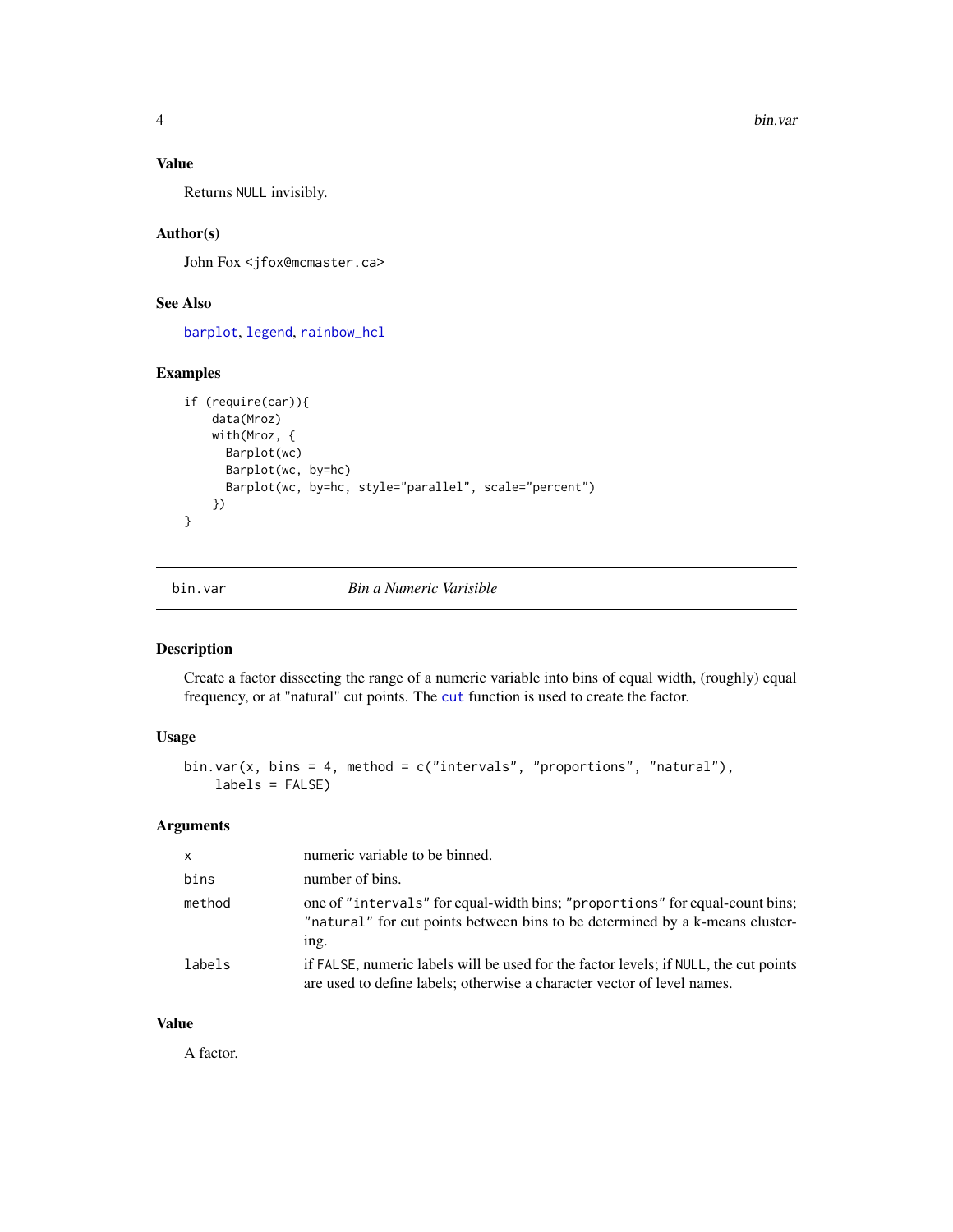## Value

Returns `NULL` invisibly.

## Author(s)

John Fox <jfox@mcmaster.ca>

## See Also

barplot, legend, rainbow_hcl

## Examples

```
if (require(car)){
    data(Mroz)
    with(Mroz, {
      Barplot(wc)
      Barplot(wc, by=hc)
      Barplot(wc, by=hc, style="parallel", scale="percent")
    })
}
```

---

# bin.var *Bin a Numeric Varisible*

## Description

Create a factor dissecting the range of a numeric variable into bins of equal width, (roughly) equal frequency, or at "natural" cut points. The `cut` function is used to create the factor.

## Usage

```
bin.var(x, bins = 4, method = c("intervals", "proportions", "natural"),
    labels = FALSE)
```

## Arguments

| | |
|---|---|
| `x` | numeric variable to be binned. |
| `bins` | number of bins. |
| `method` | one of `"intervals"` for equal-width bins; `"proportions"` for equal-count bins; `"natural"` for cut points between bins to be determined by a k-means clustering. |
| `labels` | if `FALSE`, numeric labels will be used for the factor levels; if `NULL`, the cut points are used to define labels; otherwise a character vector of level names. |

## Value

A factor.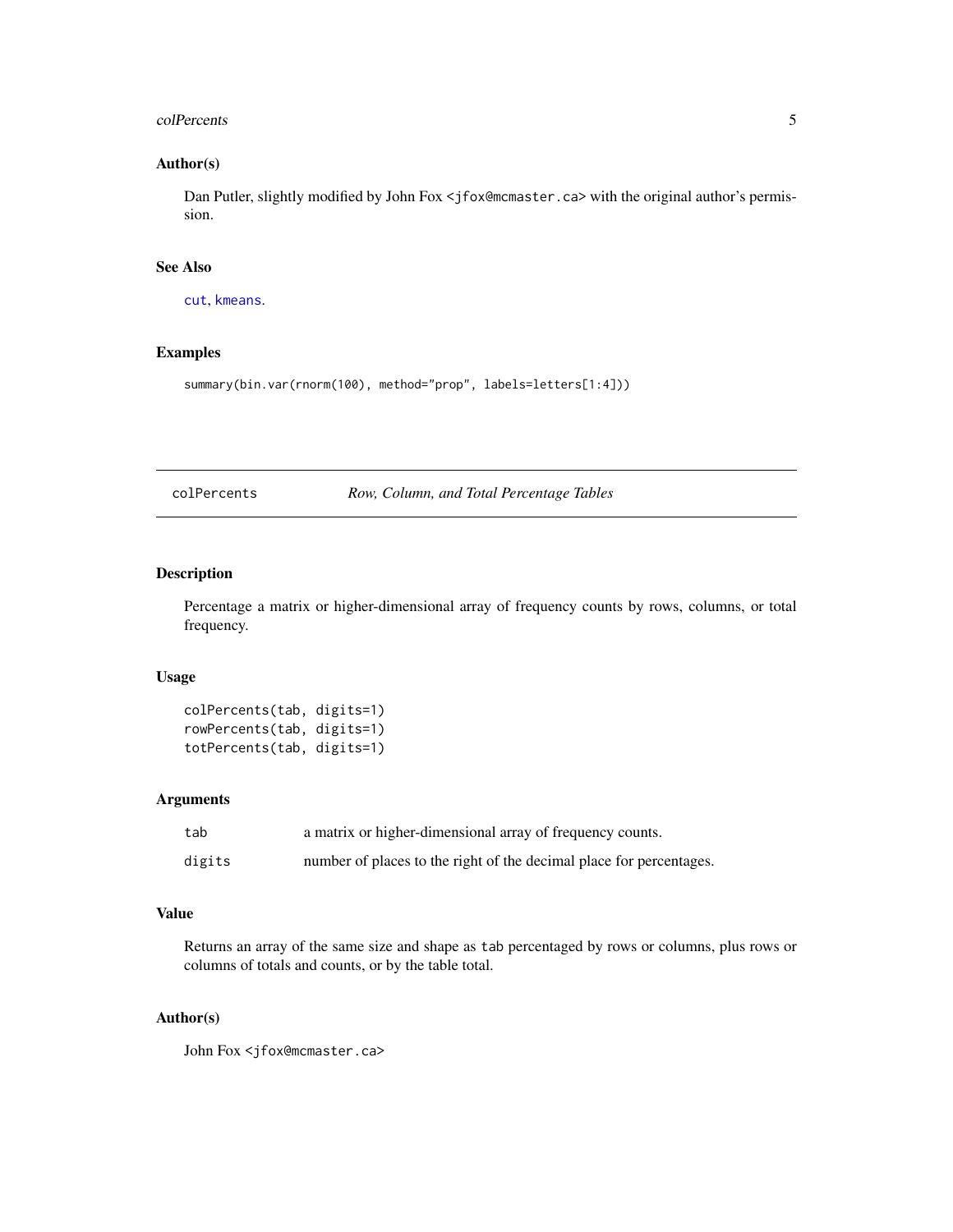### Author(s)

Dan Putler, slightly modified by John Fox <jfox@mcmaster.ca> with the original author's permission.

### See Also

`cut`, `kmeans`.

### Examples

```
summary(bin.var(rnorm(100), method="prop", labels=letters[1:4]))
```

---

## colPercents — *Row, Column, and Total Percentage Tables*

---

### Description

Percentage a matrix or higher-dimensional array of frequency counts by rows, columns, or total frequency.

### Usage

```
colPercents(tab, digits=1)
rowPercents(tab, digits=1)
totPercents(tab, digits=1)
```

### Arguments

| | |
|---|---|
| `tab` | a matrix or higher-dimensional array of frequency counts. |
| `digits` | number of places to the right of the decimal place for percentages. |

### Value

Returns an array of the same size and shape as `tab` percentaged by rows or columns, plus rows or columns of totals and counts, or by the table total.

### Author(s)

John Fox <jfox@mcmaster.ca>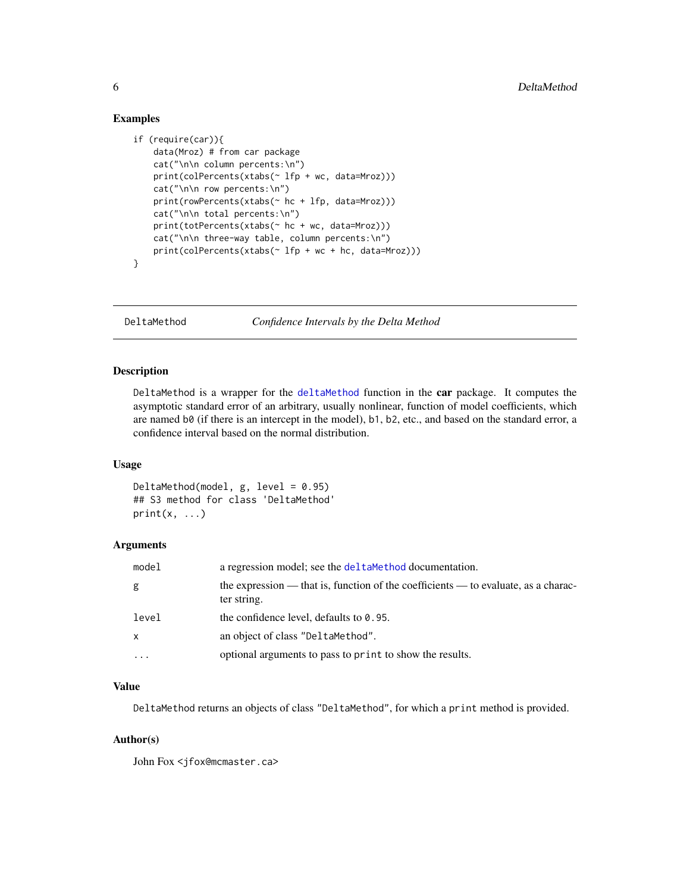### Examples

```
if (require(car)){
    data(Mroz) # from car package
    cat("\n\n column percents:\n")
    print(colPercents(xtabs(~ lfp + wc, data=Mroz)))
    cat("\n\n row percents:\n")
    print(rowPercents(xtabs(~ hc + lfp, data=Mroz)))
    cat("\n\n total percents:\n")
    print(totPercents(xtabs(~ hc + wc, data=Mroz)))
    cat("\n\n three-way table, column percents:\n")
    print(colPercents(xtabs(~ lfp + wc + hc, data=Mroz)))
}
```

---

## DeltaMethod *Confidence Intervals by the Delta Method*

---

### Description

`DeltaMethod` is a wrapper for the `deltaMethod` function in the **car** package. It computes the asymptotic standard error of an arbitrary, usually nonlinear, function of model coefficients, which are named `b0` (if there is an intercept in the model), `b1`, `b2`, etc., and based on the standard error, a confidence interval based on the normal distribution.

### Usage

```
DeltaMethod(model, g, level = 0.95)
## S3 method for class 'DeltaMethod'
print(x, ...)
```

### Arguments

| | |
|---|---|
| `model` | a regression model; see the `deltaMethod` documentation. |
| `g` | the expression — that is, function of the coefficients — to evaluate, as a character string. |
| `level` | the confidence level, defaults to `0.95`. |
| `x` | an object of class `"DeltaMethod"`. |
| `...` | optional arguments to pass to `print` to show the results. |

### Value

`DeltaMethod` returns an objects of class `"DeltaMethod"`, for which a `print` method is provided.

### Author(s)

John Fox <jfox@mcmaster.ca>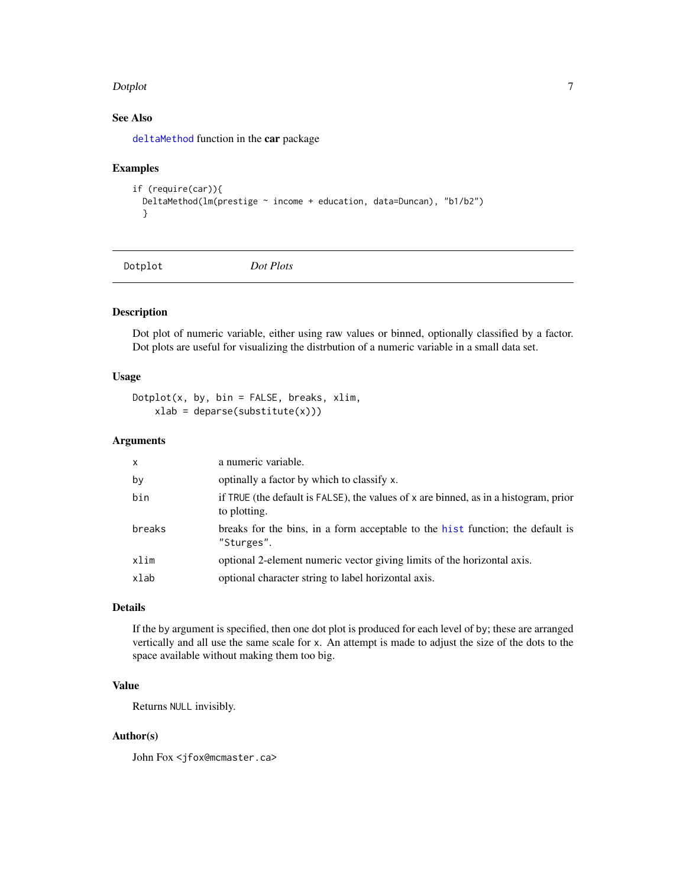## See Also

`deltaMethod` function in the **car** package

## Examples

```
if (require(car)){
  DeltaMethod(lm(prestige ~ income + education, data=Duncan), "b1/b2")
  }
```

---

# Dotplot *Dot Plots*

---

## Description

Dot plot of numeric variable, either using raw values or binned, optionally classified by a factor. Dot plots are useful for visualizing the distrbution of a numeric variable in a small data set.

## Usage

```
Dotplot(x, by, bin = FALSE, breaks, xlim,
    xlab = deparse(substitute(x)))
```

## Arguments

| | |
|---|---|
| `x` | a numeric variable. |
| `by` | optinally a factor by which to classify `x`. |
| `bin` | if `TRUE` (the default is `FALSE`), the values of `x` are binned, as in a histogram, prior to plotting. |
| `breaks` | breaks for the bins, in a form acceptable to the `hist` function; the default is `"Sturges"`. |
| `xlim` | optional 2-element numeric vector giving limits of the horizontal axis. |
| `xlab` | optional character string to label horizontal axis. |

## Details

If the `by` argument is specified, then one dot plot is produced for each level of `by`; these are arranged vertically and all use the same scale for `x`. An attempt is made to adjust the size of the dots to the space available without making them too big.

## Value

Returns `NULL` invisibly.

## Author(s)

John Fox <jfox@mcmaster.ca>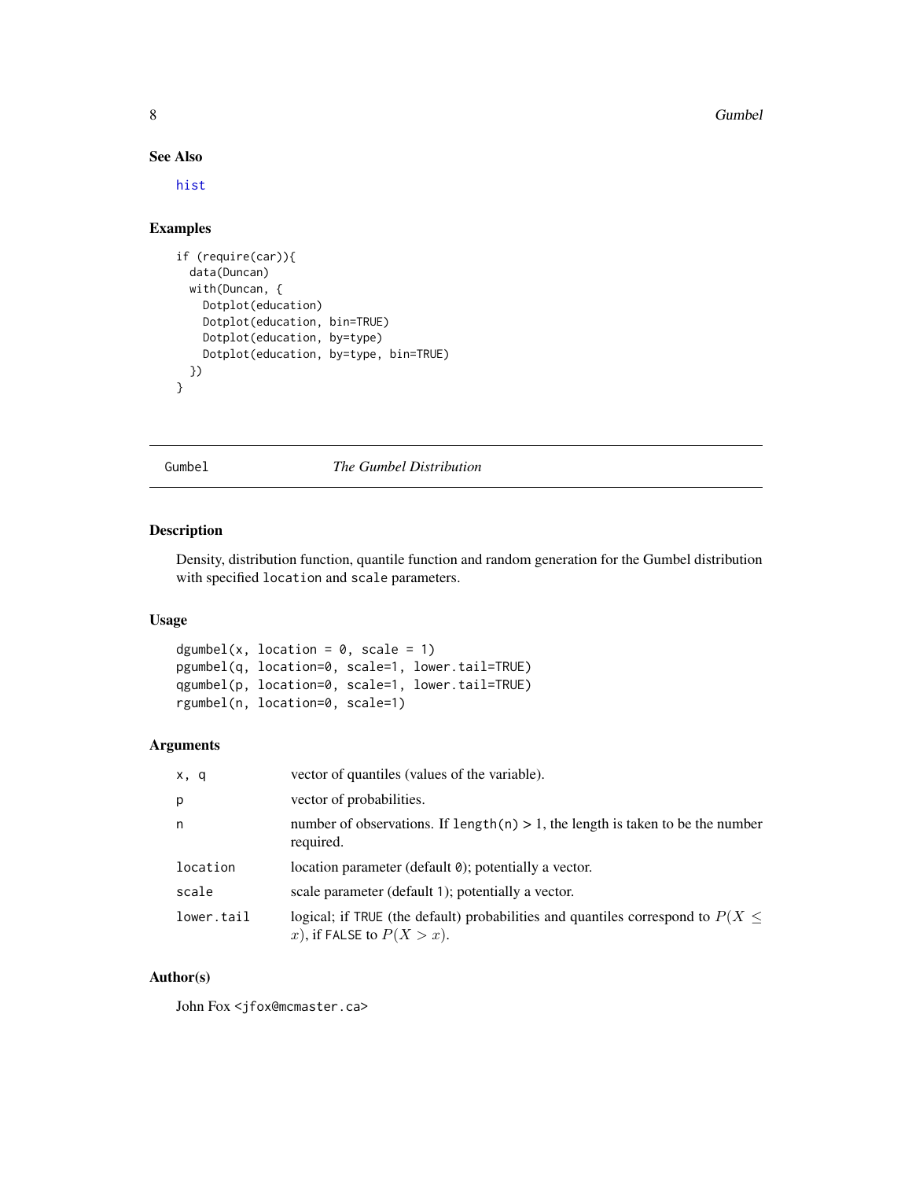## See Also

hist

## Examples

```
if (require(car)){
  data(Duncan)
  with(Duncan, {
    Dotplot(education)
    Dotplot(education, bin=TRUE)
    Dotplot(education, by=type)
    Dotplot(education, by=type, bin=TRUE)
  })
}
```

---

# Gumbel *The Gumbel Distribution*

---

## Description

Density, distribution function, quantile function and random generation for the Gumbel distribution with specified `location` and `scale` parameters.

## Usage

```
dgumbel(x, location = 0, scale = 1)
pgumbel(q, location=0, scale=1, lower.tail=TRUE)
qgumbel(p, location=0, scale=1, lower.tail=TRUE)
rgumbel(n, location=0, scale=1)
```

## Arguments

| | |
|---|---|
| `x, q` | vector of quantiles (values of the variable). |
| `p` | vector of probabilities. |
| `n` | number of observations. If `length(n)` > 1, the length is taken to be the number required. |
| `location` | location parameter (default `0`); potentially a vector. |
| `scale` | scale parameter (default `1`); potentially a vector. |
| `lower.tail` | logical; if `TRUE` (the default) probabilities and quantiles correspond to $P(X \leq x)$, if `FALSE` to $P(X > x)$. |

## Author(s)

John Fox <jfox@mcmaster.ca>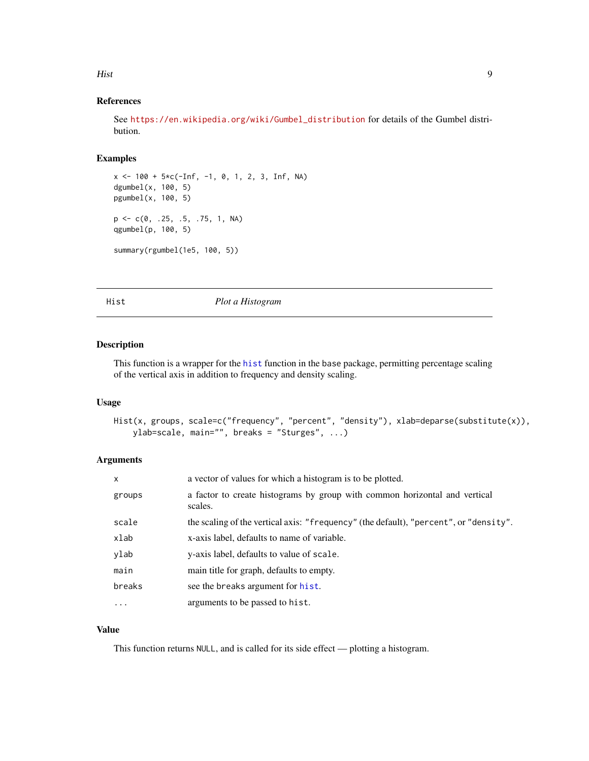### References

See https://en.wikipedia.org/wiki/Gumbel_distribution for details of the Gumbel distribution.

### Examples

```
x <- 100 + 5*c(-Inf, -1, 0, 1, 2, 3, Inf, NA)
dgumbel(x, 100, 5)
pgumbel(x, 100, 5)

p <- c(0, .25, .5, .75, 1, NA)
qgumbel(p, 100, 5)

summary(rgumbel(1e5, 100, 5))
```

---

## Hist — *Plot a Histogram*

---

### Description

This function is a wrapper for the `hist` function in the base package, permitting percentage scaling of the vertical axis in addition to frequency and density scaling.

### Usage

```
Hist(x, groups, scale=c("frequency", "percent", "density"), xlab=deparse(substitute(x)),
    ylab=scale, main="", breaks = "Sturges", ...)
```

### Arguments

| | |
|---|---|
| `x` | a vector of values for which a histogram is to be plotted. |
| `groups` | a factor to create histograms by group with common horizontal and vertical scales. |
| `scale` | the scaling of the vertical axis: `"frequency"` (the default), `"percent"`, or `"density"`. |
| `xlab` | x-axis label, defaults to name of variable. |
| `ylab` | y-axis label, defaults to value of `scale`. |
| `main` | main title for graph, defaults to empty. |
| `breaks` | see the `breaks` argument for `hist`. |
| `...` | arguments to be passed to `hist`. |

### Value

This function returns `NULL`, and is called for its side effect — plotting a histogram.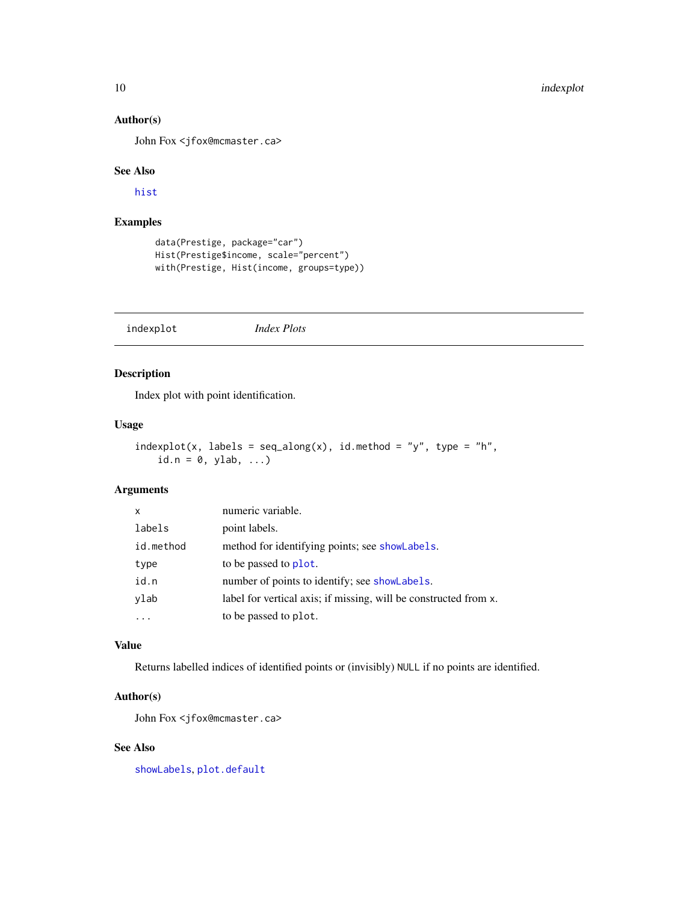### Author(s)

John Fox <jfox@mcmaster.ca>

### See Also

`hist`

### Examples

```
data(Prestige, package="car")
Hist(Prestige$income, scale="percent")
with(Prestige, Hist(income, groups=type))
```

---

## indexplot *Index Plots*

---

### Description

Index plot with point identification.

### Usage

```
indexplot(x, labels = seq_along(x), id.method = "y", type = "h",
    id.n = 0, ylab, ...)
```

### Arguments

| | |
|---|---|
| `x` | numeric variable. |
| `labels` | point labels. |
| `id.method` | method for identifying points; see `showLabels`. |
| `type` | to be passed to `plot`. |
| `id.n` | number of points to identify; see `showLabels`. |
| `ylab` | label for vertical axis; if missing, will be constructed from `x`. |
| `...` | to be passed to `plot`. |

### Value

Returns labelled indices of identified points or (invisibly) `NULL` if no points are identified.

### Author(s)

John Fox <jfox@mcmaster.ca>

### See Also

`showLabels`, `plot.default`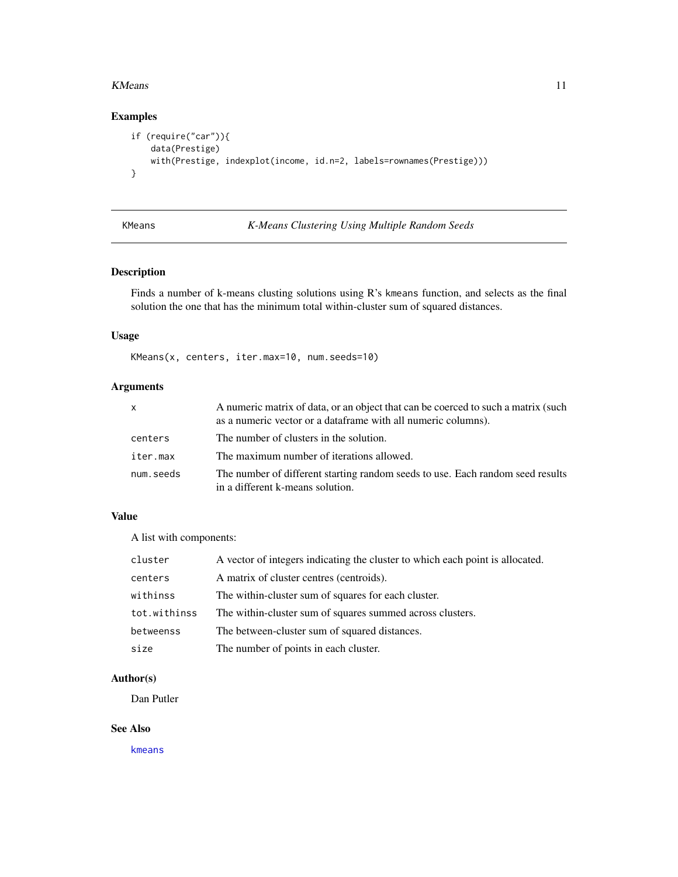## Examples

```
if (require("car")){
    data(Prestige)
    with(Prestige, indexplot(income, id.n=2, labels=rownames(Prestige)))
}
```

---

# KMeans — *K-Means Clustering Using Multiple Random Seeds*

---

## Description

Finds a number of k-means clusting solutions using R's `kmeans` function, and selects as the final solution the one that has the minimum total within-cluster sum of squared distances.

## Usage

```
KMeans(x, centers, iter.max=10, num.seeds=10)
```

## Arguments

| | |
|---|---|
| `x` | A numeric matrix of data, or an object that can be coerced to such a matrix (such as a numeric vector or a dataframe with all numeric columns). |
| `centers` | The number of clusters in the solution. |
| `iter.max` | The maximum number of iterations allowed. |
| `num.seeds` | The number of different starting random seeds to use. Each random seed results in a different k-means solution. |

## Value

A list with components:

| | |
|---|---|
| `cluster` | A vector of integers indicating the cluster to which each point is allocated. |
| `centers` | A matrix of cluster centres (centroids). |
| `withinss` | The within-cluster sum of squares for each cluster. |
| `tot.withinss` | The within-cluster sum of squares summed across clusters. |
| `betweenss` | The between-cluster sum of squared distances. |
| `size` | The number of points in each cluster. |

## Author(s)

Dan Putler

## See Also

`kmeans`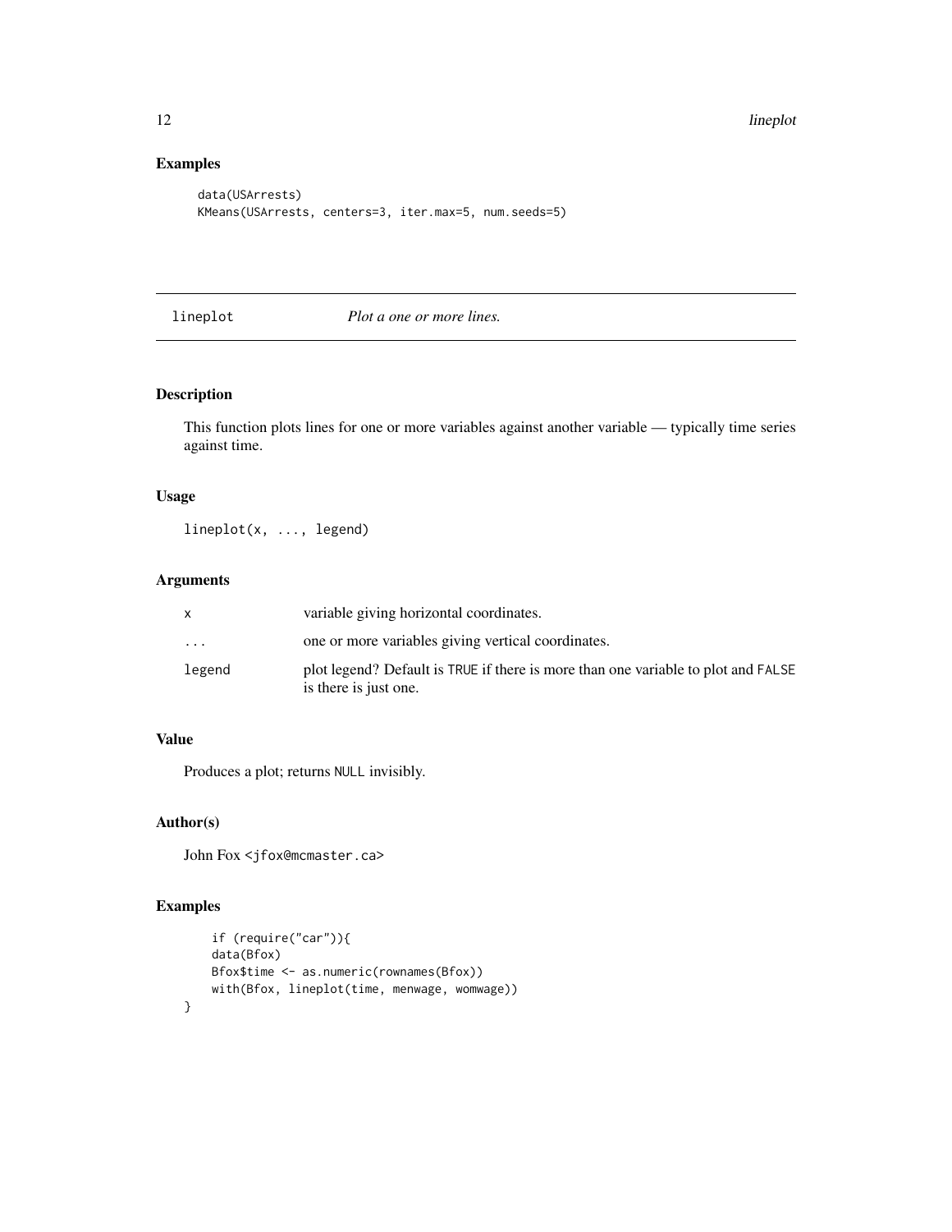## Examples

```
data(USArrests)
KMeans(USArrests, centers=3, iter.max=5, num.seeds=5)
```

---

# lineplot — *Plot a one or more lines.*

---

## Description

This function plots lines for one or more variables against another variable — typically time series against time.

## Usage

```
lineplot(x, ..., legend)
```

## Arguments

| | |
|---|---|
| x | variable giving horizontal coordinates. |
| ... | one or more variables giving vertical coordinates. |
| legend | plot legend? Default is TRUE if there is more than one variable to plot and FALSE is there is just one. |

## Value

Produces a plot; returns NULL invisibly.

## Author(s)

John Fox <jfox@mcmaster.ca>

## Examples

```
    if (require("car")){
    data(Bfox)
    Bfox$time <- as.numeric(rownames(Bfox))
    with(Bfox, lineplot(time, menwage, womwage))
}
```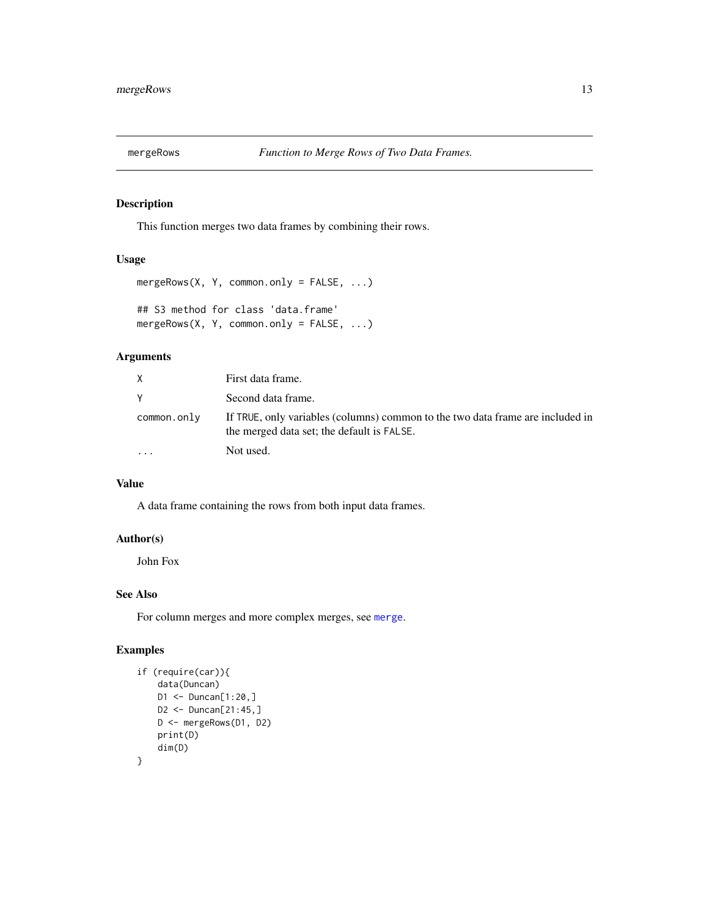## mergeRows *Function to Merge Rows of Two Data Frames.*

### Description

This function merges two data frames by combining their rows.

### Usage

```
mergeRows(X, Y, common.only = FALSE, ...)

## S3 method for class 'data.frame'
mergeRows(X, Y, common.only = FALSE, ...)
```

### Arguments

| | |
|---|---|
| X | First data frame. |
| Y | Second data frame. |
| common.only | If TRUE, only variables (columns) common to the two data frame are included in the merged data set; the default is FALSE. |
| ... | Not used. |

### Value

A data frame containing the rows from both input data frames.

### Author(s)

John Fox

### See Also

For column merges and more complex merges, see merge.

### Examples

```
if (require(car)){
    data(Duncan)
    D1 <- Duncan[1:20,]
    D2 <- Duncan[21:45,]
    D <- mergeRows(D1, D2)
    print(D)
    dim(D)
}
```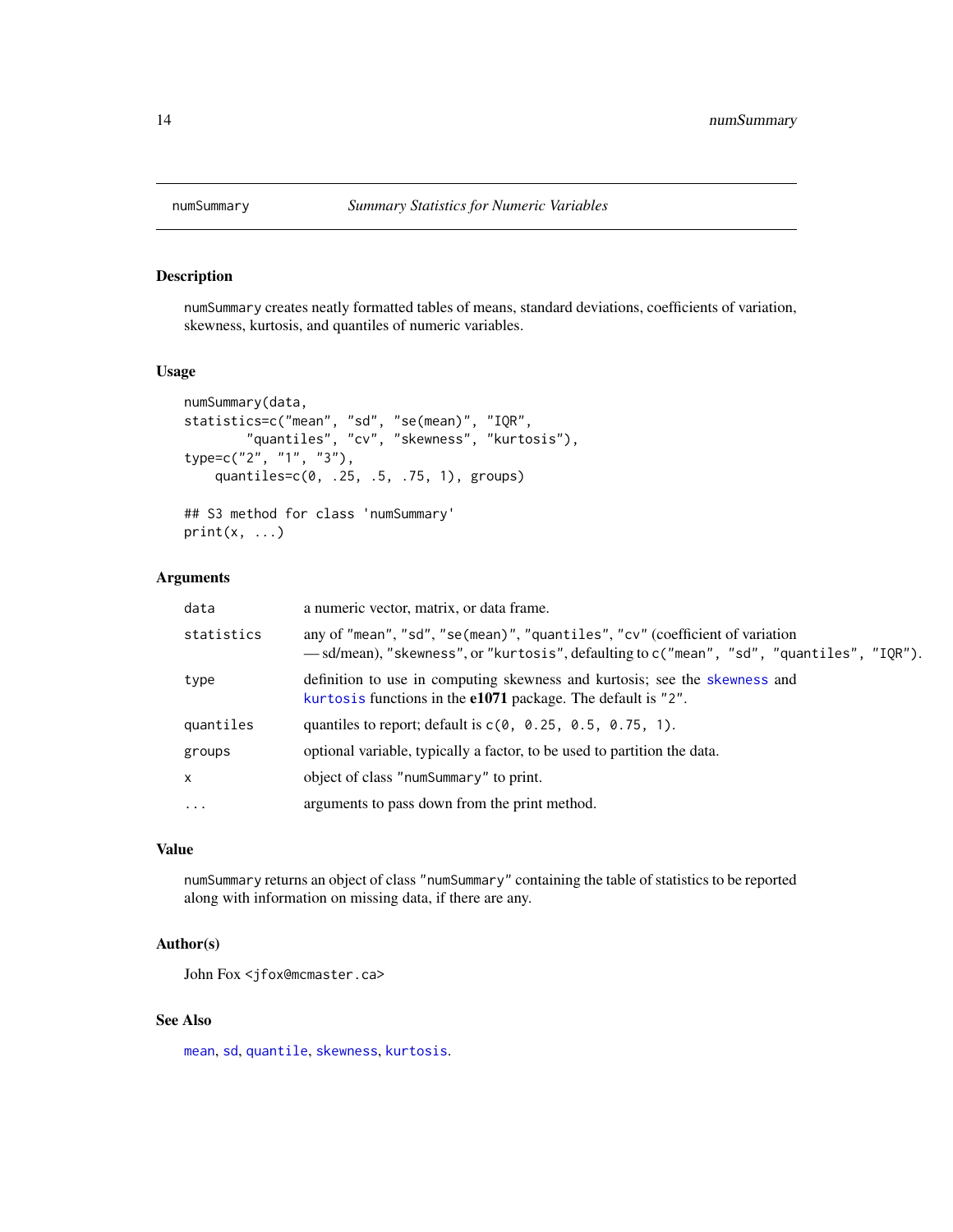# numSummary — *Summary Statistics for Numeric Variables*

## Description

`numSummary` creates neatly formatted tables of means, standard deviations, coefficients of variation, skewness, kurtosis, and quantiles of numeric variables.

## Usage

```
numSummary(data,
statistics=c("mean", "sd", "se(mean)", "IQR",
        "quantiles", "cv", "skewness", "kurtosis"),
type=c("2", "1", "3"),
    quantiles=c(0, .25, .5, .75, 1), groups)

## S3 method for class 'numSummary'
print(x, ...)
```

## Arguments

| | |
|---|---|
| `data` | a numeric vector, matrix, or data frame. |
| `statistics` | any of `"mean"`, `"sd"`, `"se(mean)"`, `"quantiles"`, `"cv"` (coefficient of variation — sd/mean), `"skewness"`, or `"kurtosis"`, defaulting to `c("mean", "sd", "quantiles", "IQR")`. |
| `type` | definition to use in computing skewness and kurtosis; see the `skewness` and `kurtosis` functions in the **e1071** package. The default is `"2"`. |
| `quantiles` | quantiles to report; default is `c(0, 0.25, 0.5, 0.75, 1)`. |
| `groups` | optional variable, typically a factor, to be used to partition the data. |
| `x` | object of class `"numSummary"` to print. |
| `...` | arguments to pass down from the print method. |

## Value

`numSummary` returns an object of class `"numSummary"` containing the table of statistics to be reported along with information on missing data, if there are any.

## Author(s)

John Fox <jfox@mcmaster.ca>

## See Also

`mean`, `sd`, `quantile`, `skewness`, `kurtosis`.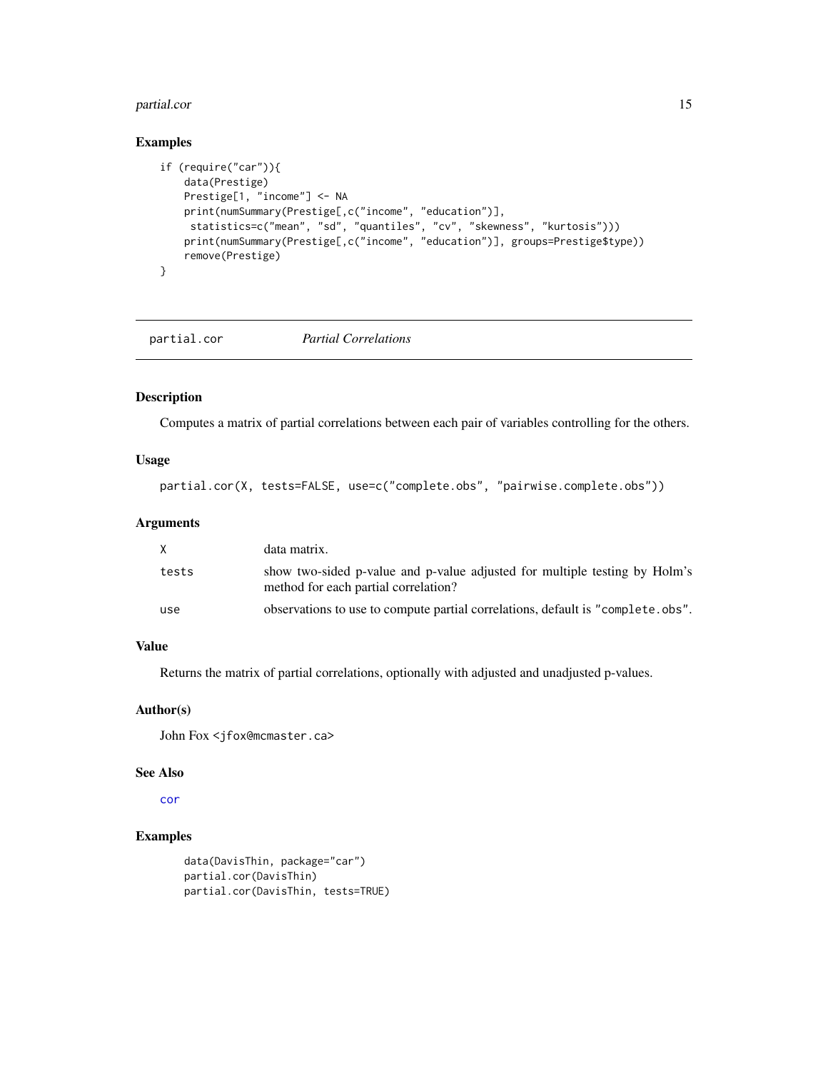## Examples

```
if (require("car")){
    data(Prestige)
    Prestige[1, "income"] <- NA
    print(numSummary(Prestige[,c("income", "education")],
     statistics=c("mean", "sd", "quantiles", "cv", "skewness", "kurtosis")))
    print(numSummary(Prestige[,c("income", "education")], groups=Prestige$type))
    remove(Prestige)
}
```

---

# partial.cor — *Partial Correlations*

---

## Description

Computes a matrix of partial correlations between each pair of variables controlling for the others.

## Usage

```
partial.cor(X, tests=FALSE, use=c("complete.obs", "pairwise.complete.obs"))
```

## Arguments

| | |
|---|---|
| `X` | data matrix. |
| `tests` | show two-sided p-value and p-value adjusted for multiple testing by Holm's method for each partial correlation? |
| `use` | observations to use to compute partial correlations, default is `"complete.obs"`. |

## Value

Returns the matrix of partial correlations, optionally with adjusted and unadjusted p-values.

## Author(s)

John Fox <jfox@mcmaster.ca>

## See Also

`cor`

## Examples

```
    data(DavisThin, package="car")
    partial.cor(DavisThin)
    partial.cor(DavisThin, tests=TRUE)
```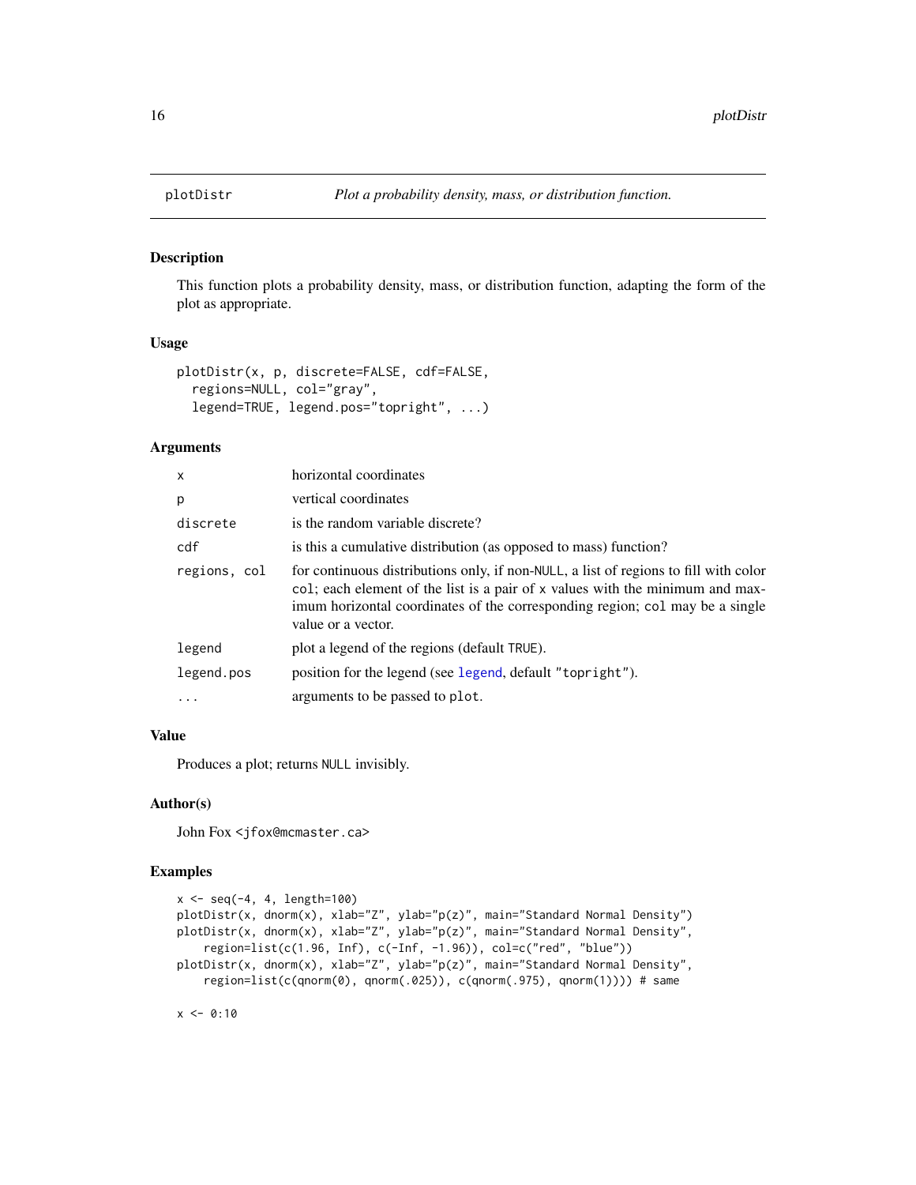## plotDistr — *Plot a probability density, mass, or distribution function.*

### Description

This function plots a probability density, mass, or distribution function, adapting the form of the plot as appropriate.

### Usage

```
plotDistr(x, p, discrete=FALSE, cdf=FALSE,
  regions=NULL, col="gray",
  legend=TRUE, legend.pos="topright", ...)
```

### Arguments

| | |
|---|---|
| x | horizontal coordinates |
| p | vertical coordinates |
| discrete | is the random variable discrete? |
| cdf | is this a cumulative distribution (as opposed to mass) function? |
| regions, col | for continuous distributions only, if non-NULL, a list of regions to fill with color col; each element of the list is a pair of x values with the minimum and maximum horizontal coordinates of the corresponding region; col may be a single value or a vector. |
| legend | plot a legend of the regions (default TRUE). |
| legend.pos | position for the legend (see legend, default "topright"). |
| ... | arguments to be passed to plot. |

### Value

Produces a plot; returns NULL invisibly.

### Author(s)

John Fox <jfox@mcmaster.ca>

### Examples

```
x <- seq(-4, 4, length=100)
plotDistr(x, dnorm(x), xlab="Z", ylab="p(z)", main="Standard Normal Density")
plotDistr(x, dnorm(x), xlab="Z", ylab="p(z)", main="Standard Normal Density",
    region=list(c(1.96, Inf), c(-Inf, -1.96)), col=c("red", "blue"))
plotDistr(x, dnorm(x), xlab="Z", ylab="p(z)", main="Standard Normal Density",
    region=list(c(qnorm(0), qnorm(.025)), c(qnorm(.975), qnorm(1)))) # same

x <- 0:10
```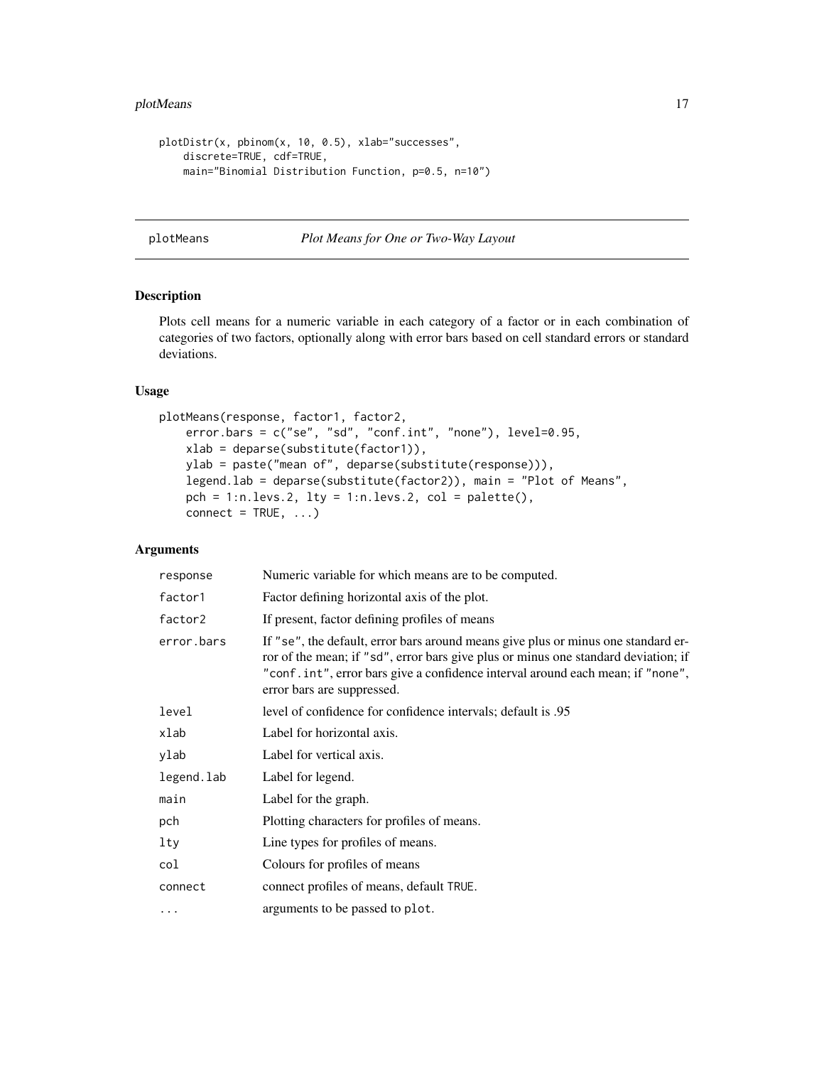```
plotDistr(x, pbinom(x, 10, 0.5), xlab="successes",
    discrete=TRUE, cdf=TRUE,
    main="Binomial Distribution Function, p=0.5, n=10")
```

---

## plotMeans — *Plot Means for One or Two-Way Layout*

### Description

Plots cell means for a numeric variable in each category of a factor or in each combination of categories of two factors, optionally along with error bars based on cell standard errors or standard deviations.

### Usage

```
plotMeans(response, factor1, factor2,
    error.bars = c("se", "sd", "conf.int", "none"), level=0.95,
    xlab = deparse(substitute(factor1)),
    ylab = paste("mean of", deparse(substitute(response))),
    legend.lab = deparse(substitute(factor2)), main = "Plot of Means",
    pch = 1:n.levs.2, lty = 1:n.levs.2, col = palette(),
    connect = TRUE, ...)
```

### Arguments

| Argument | Description |
|---|---|
| `response` | Numeric variable for which means are to be computed. |
| `factor1` | Factor defining horizontal axis of the plot. |
| `factor2` | If present, factor defining profiles of means |
| `error.bars` | If `"se"`, the default, error bars around means give plus or minus one standard error of the mean; if `"sd"`, error bars give plus or minus one standard deviation; if `"conf.int"`, error bars give a confidence interval around each mean; if `"none"`, error bars are suppressed. |
| `level` | level of confidence for confidence intervals; default is .95 |
| `xlab` | Label for horizontal axis. |
| `ylab` | Label for vertical axis. |
| `legend.lab` | Label for legend. |
| `main` | Label for the graph. |
| `pch` | Plotting characters for profiles of means. |
| `lty` | Line types for profiles of means. |
| `col` | Colours for profiles of means |
| `connect` | connect profiles of means, default `TRUE`. |
| `...` | arguments to be passed to `plot`. |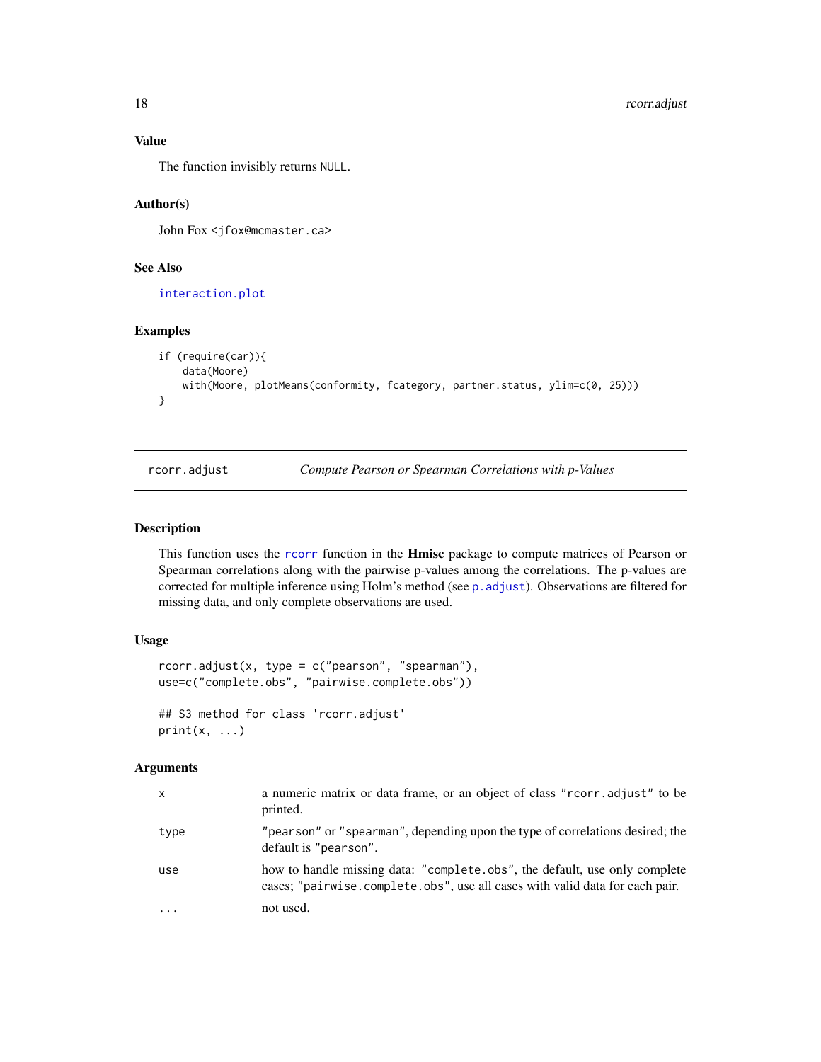### Value

The function invisibly returns `NULL`.

### Author(s)

John Fox <jfox@mcmaster.ca>

### See Also

`interaction.plot`

### Examples

```
if (require(car)){
    data(Moore)
    with(Moore, plotMeans(conformity, fcategory, partner.status, ylim=c(0, 25)))
}
```

---

## rcorr.adjust — *Compute Pearson or Spearman Correlations with p-Values*

### Description

This function uses the `rcorr` function in the **Hmisc** package to compute matrices of Pearson or Spearman correlations along with the pairwise p-values among the correlations. The p-values are corrected for multiple inference using Holm's method (see `p.adjust`). Observations are filtered for missing data, and only complete observations are used.

### Usage

```
rcorr.adjust(x, type = c("pearson", "spearman"),
use=c("complete.obs", "pairwise.complete.obs"))

## S3 method for class 'rcorr.adjust'
print(x, ...)
```

### Arguments

| | |
|---|---|
| `x` | a numeric matrix or data frame, or an object of class `"rcorr.adjust"` to be printed. |
| `type` | `"pearson"` or `"spearman"`, depending upon the type of correlations desired; the default is `"pearson"`. |
| `use` | how to handle missing data: `"complete.obs"`, the default, use only complete cases; `"pairwise.complete.obs"`, use all cases with valid data for each pair. |
| `...` | not used. |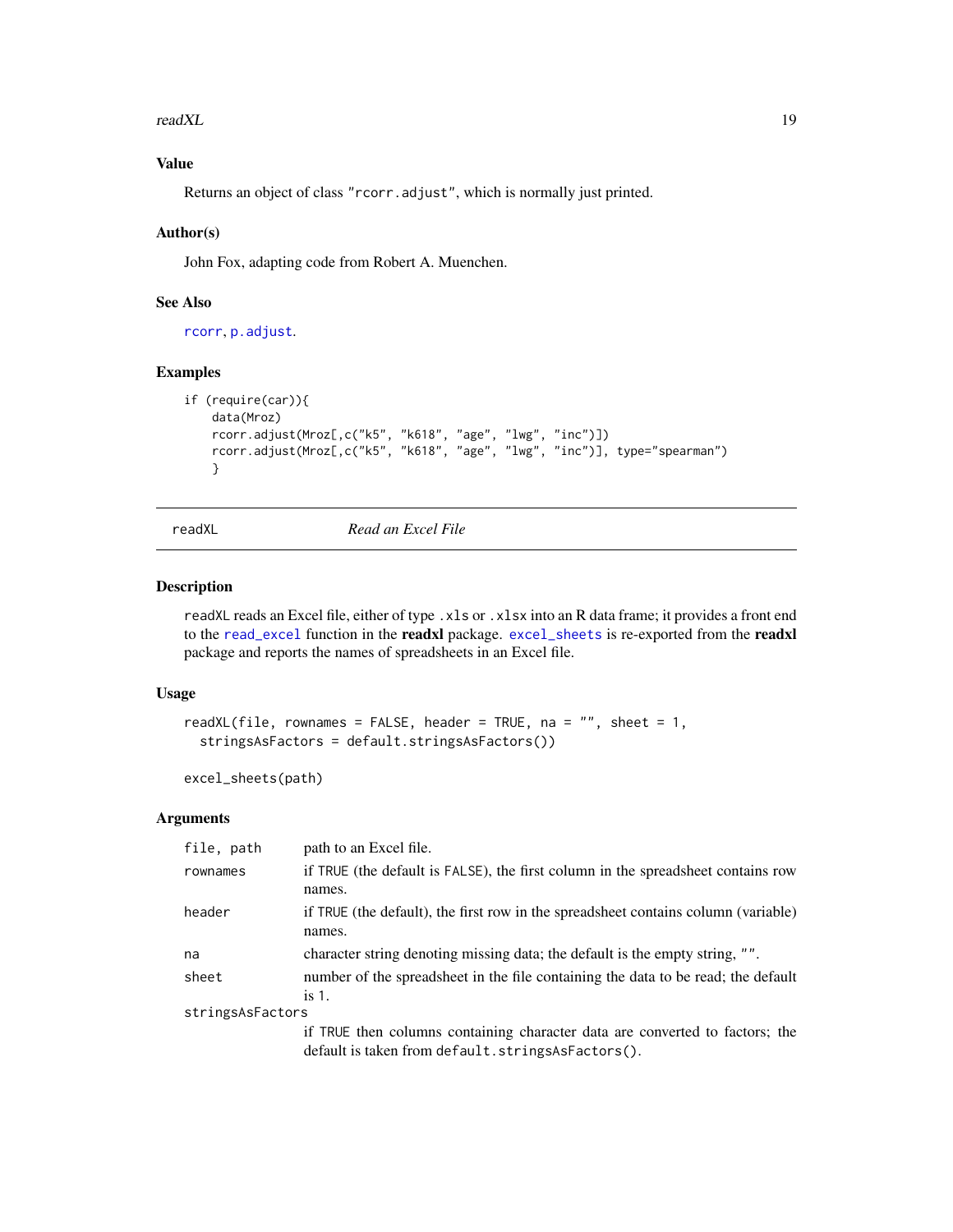### Value

Returns an object of class "rcorr.adjust", which is normally just printed.

### Author(s)

John Fox, adapting code from Robert A. Muenchen.

### See Also

rcorr, p.adjust.

### Examples

```
if (require(car)){
    data(Mroz)
    rcorr.adjust(Mroz[,c("k5", "k618", "age", "lwg", "inc")])
    rcorr.adjust(Mroz[,c("k5", "k618", "age", "lwg", "inc")], type="spearman")
    }
```

---

## readXL — *Read an Excel File*

### Description

readXL reads an Excel file, either of type .xls or .xlsx into an R data frame; it provides a front end to the read_excel function in the **readxl** package. excel_sheets is re-exported from the **readxl** package and reports the names of spreadsheets in an Excel file.

### Usage

```
readXL(file, rownames = FALSE, header = TRUE, na = "", sheet = 1,
  stringsAsFactors = default.stringsAsFactors())

excel_sheets(path)
```

### Arguments

| | |
|---|---|
| file, path | path to an Excel file. |
| rownames | if TRUE (the default is FALSE), the first column in the spreadsheet contains row names. |
| header | if TRUE (the default), the first row in the spreadsheet contains column (variable) names. |
| na | character string denoting missing data; the default is the empty string, "". |
| sheet | number of the spreadsheet in the file containing the data to be read; the default is 1. |
| stringsAsFactors | if TRUE then columns containing character data are converted to factors; the default is taken from default.stringsAsFactors(). |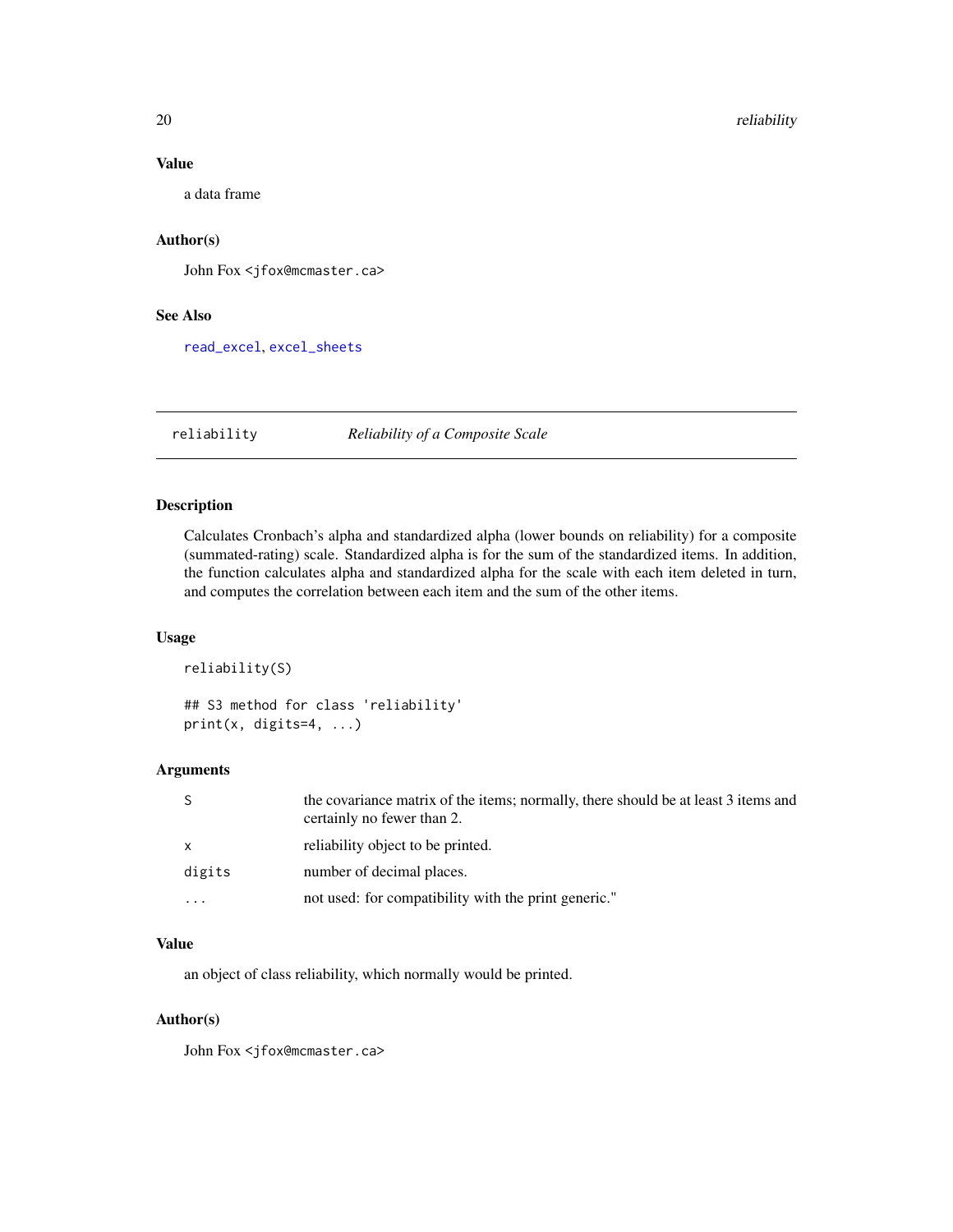### Value

a data frame

### Author(s)

John Fox <jfox@mcmaster.ca>

### See Also

read_excel, excel_sheets

---

## reliability — *Reliability of a Composite Scale*

---

### Description

Calculates Cronbach's alpha and standardized alpha (lower bounds on reliability) for a composite (summated-rating) scale. Standardized alpha is for the sum of the standardized items. In addition, the function calculates alpha and standardized alpha for the scale with each item deleted in turn, and computes the correlation between each item and the sum of the other items.

### Usage

```
reliability(S)

## S3 method for class 'reliability'
print(x, digits=4, ...)
```

### Arguments

| | |
|---|---|
| S | the covariance matrix of the items; normally, there should be at least 3 items and certainly no fewer than 2. |
| x | reliability object to be printed. |
| digits | number of decimal places. |
| ... | not used: for compatibility with the print generic." |

### Value

an object of class reliability, which normally would be printed.

### Author(s)

John Fox <jfox@mcmaster.ca>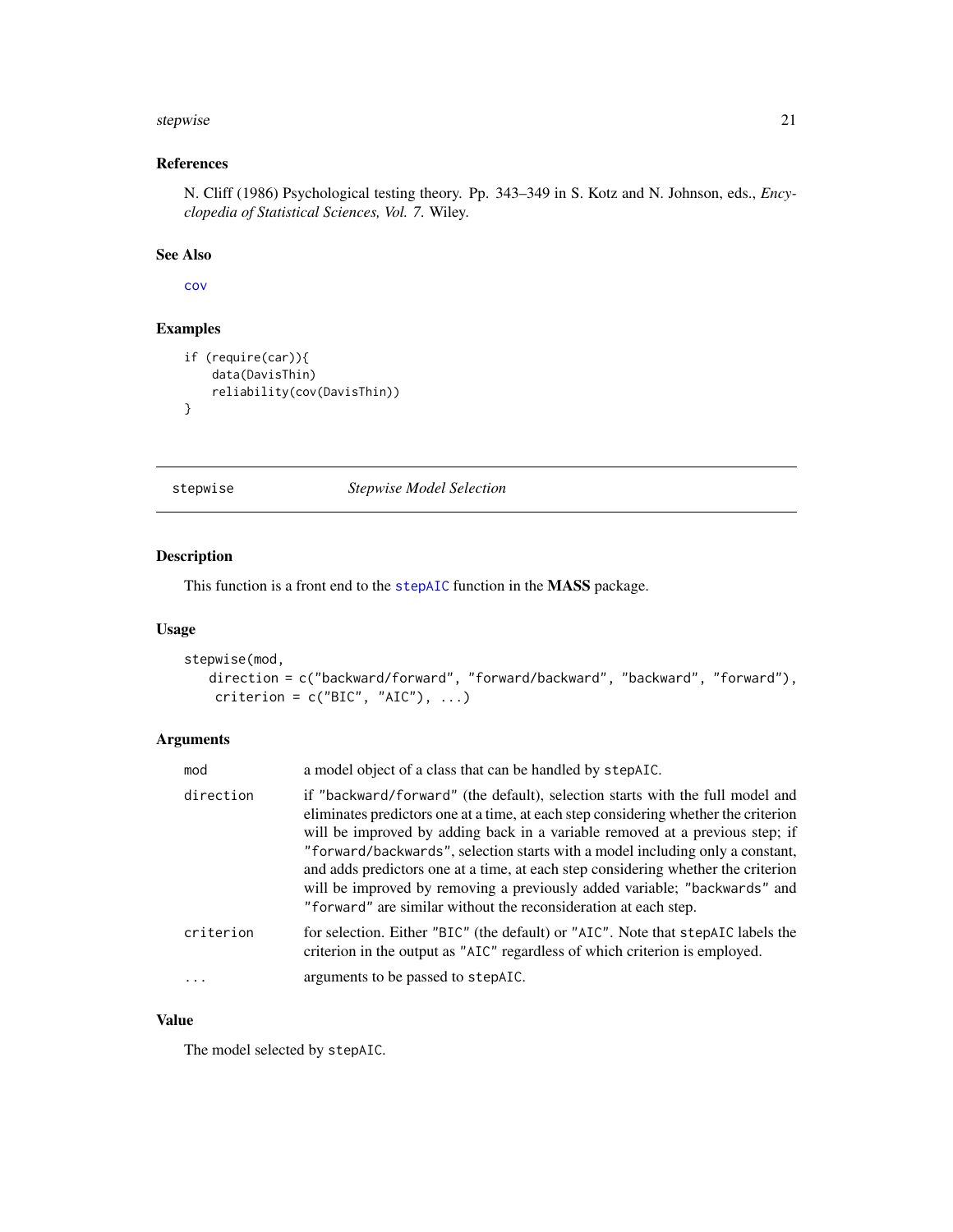## References

N. Cliff (1986) Psychological testing theory. Pp. 343–349 in S. Kotz and N. Johnson, eds., *Encyclopedia of Statistical Sciences, Vol. 7*. Wiley.

## See Also

cov

## Examples

```
if (require(car)){
    data(DavisThin)
    reliability(cov(DavisThin))
}
```

---

# stepwise — *Stepwise Model Selection*

---

## Description

This function is a front end to the stepAIC function in the **MASS** package.

## Usage

```
stepwise(mod,
   direction = c("backward/forward", "forward/backward", "backward", "forward"),
    criterion = c("BIC", "AIC"), ...)
```

## Arguments

| | |
|---|---|
| mod | a model object of a class that can be handled by stepAIC. |
| direction | if "backward/forward" (the default), selection starts with the full model and eliminates predictors one at a time, at each step considering whether the criterion will be improved by adding back in a variable removed at a previous step; if "forward/backwards", selection starts with a model including only a constant, and adds predictors one at a time, at each step considering whether the criterion will be improved by removing a previously added variable; "backwards" and "forward" are similar without the reconsideration at each step. |
| criterion | for selection. Either "BIC" (the default) or "AIC". Note that stepAIC labels the criterion in the output as "AIC" regardless of which criterion is employed. |
| ... | arguments to be passed to stepAIC. |

## Value

The model selected by stepAIC.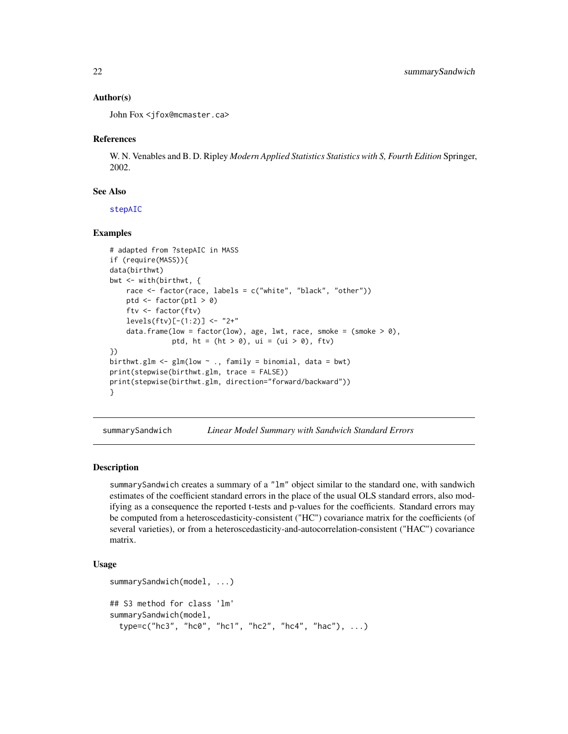### Author(s)

John Fox <jfox@mcmaster.ca>

### References

W. N. Venables and B. D. Ripley *Modern Applied Statistics Statistics with S, Fourth Edition* Springer, 2002.

### See Also

stepAIC

### Examples

```
# adapted from ?stepAIC in MASS
if (require(MASS)){
data(birthwt)
bwt <- with(birthwt, {
    race <- factor(race, labels = c("white", "black", "other"))
    ptd <- factor(ptl > 0)
    ftv <- factor(ftv)
    levels(ftv)[-(1:2)] <- "2+"
    data.frame(low = factor(low), age, lwt, race, smoke = (smoke > 0),
               ptd, ht = (ht > 0), ui = (ui > 0), ftv)
})
birthwt.glm <- glm(low ~ ., family = binomial, data = bwt)
print(stepwise(birthwt.glm, trace = FALSE))
print(stepwise(birthwt.glm, direction="forward/backward"))
}
```

---

## summarySandwich — *Linear Model Summary with Sandwich Standard Errors*

### Description

summarySandwich creates a summary of a "lm" object similar to the standard one, with sandwich estimates of the coefficient standard errors in the place of the usual OLS standard errors, also modifying as a consequence the reported t-tests and p-values for the coefficients. Standard errors may be computed from a heteroscedasticity-consistent ("HC") covariance matrix for the coefficients (of several varieties), or from a heteroscedasticity-and-autocorrelation-consistent ("HAC") covariance matrix.

### Usage

```
summarySandwich(model, ...)

## S3 method for class 'lm'
summarySandwich(model,
  type=c("hc3", "hc0", "hc1", "hc2", "hc4", "hac"), ...)
```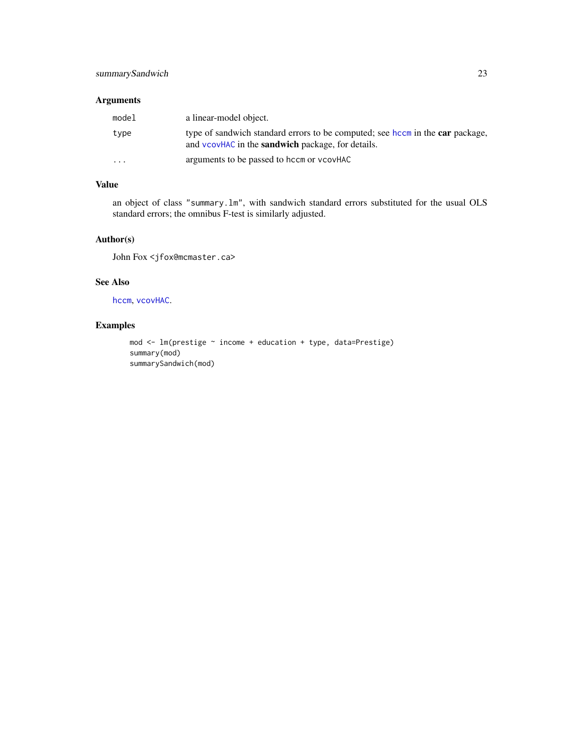## Arguments

| | |
|---|---|
| `model` | a linear-model object. |
| `type` | type of sandwich standard errors to be computed; see `hccm` in the **car** package, and `vcovHAC` in the **sandwich** package, for details. |
| `...` | arguments to be passed to `hccm` or `vcovHAC` |

## Value

an object of class `"summary.lm"`, with sandwich standard errors substituted for the usual OLS standard errors; the omnibus F-test is similarly adjusted.

## Author(s)

John Fox <jfox@mcmaster.ca>

## See Also

`hccm`, `vcovHAC`.

## Examples

```
mod <- lm(prestige ~ income + education + type, data=Prestige)
summary(mod)
summarySandwich(mod)
```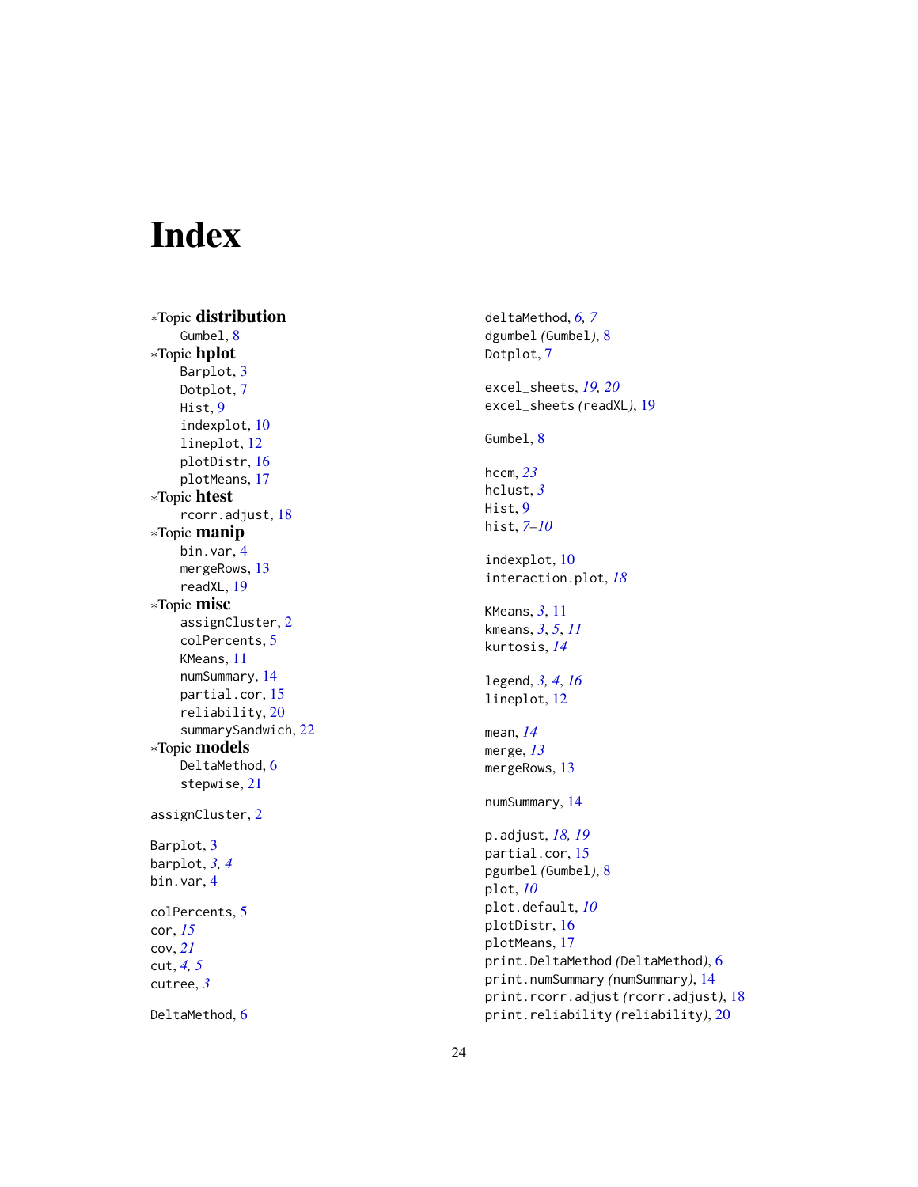# Index

∗Topic **distribution**
  Gumbel, 8
∗Topic **hplot**
  Barplot, 3
  Dotplot, 7
  Hist, 9
  indexplot, 10
  lineplot, 12
  plotDistr, 16
  plotMeans, 17
∗Topic **htest**
  rcorr.adjust, 18
∗Topic **manip**
  bin.var, 4
  mergeRows, 13
  readXL, 19
∗Topic **misc**
  assignCluster, 2
  colPercents, 5
  KMeans, 11
  numSummary, 14
  partial.cor, 15
  reliability, 20
  summarySandwich, 22
∗Topic **models**
  DeltaMethod, 6
  stepwise, 21

assignCluster, 2

Barplot, 3
barplot, *3, 4*
bin.var, 4

colPercents, 5
cor, *15*
cov, *21*
cut, *4, 5*
cutree, *3*

DeltaMethod, 6
deltaMethod, *6, 7*
dgumbel *(Gumbel)*, 8
Dotplot, 7

excel_sheets, *19, 20*
excel_sheets *(readXL)*, 19

Gumbel, 8

hccm, *23*
hclust, *3*
Hist, 9
hist, *7–10*

indexplot, 10
interaction.plot, *18*

KMeans, *3*, 11
kmeans, *3*, *5*, *11*
kurtosis, *14*

legend, *3, 4*, *16*
lineplot, 12

mean, *14*
merge, *13*
mergeRows, 13

numSummary, 14

p.adjust, *18, 19*
partial.cor, 15
pgumbel *(Gumbel)*, 8
plot, *10*
plot.default, *10*
plotDistr, 16
plotMeans, 17
print.DeltaMethod *(DeltaMethod)*, 6
print.numSummary *(numSummary)*, 14
print.rcorr.adjust *(rcorr.adjust)*, 18
print.reliability *(reliability)*, 20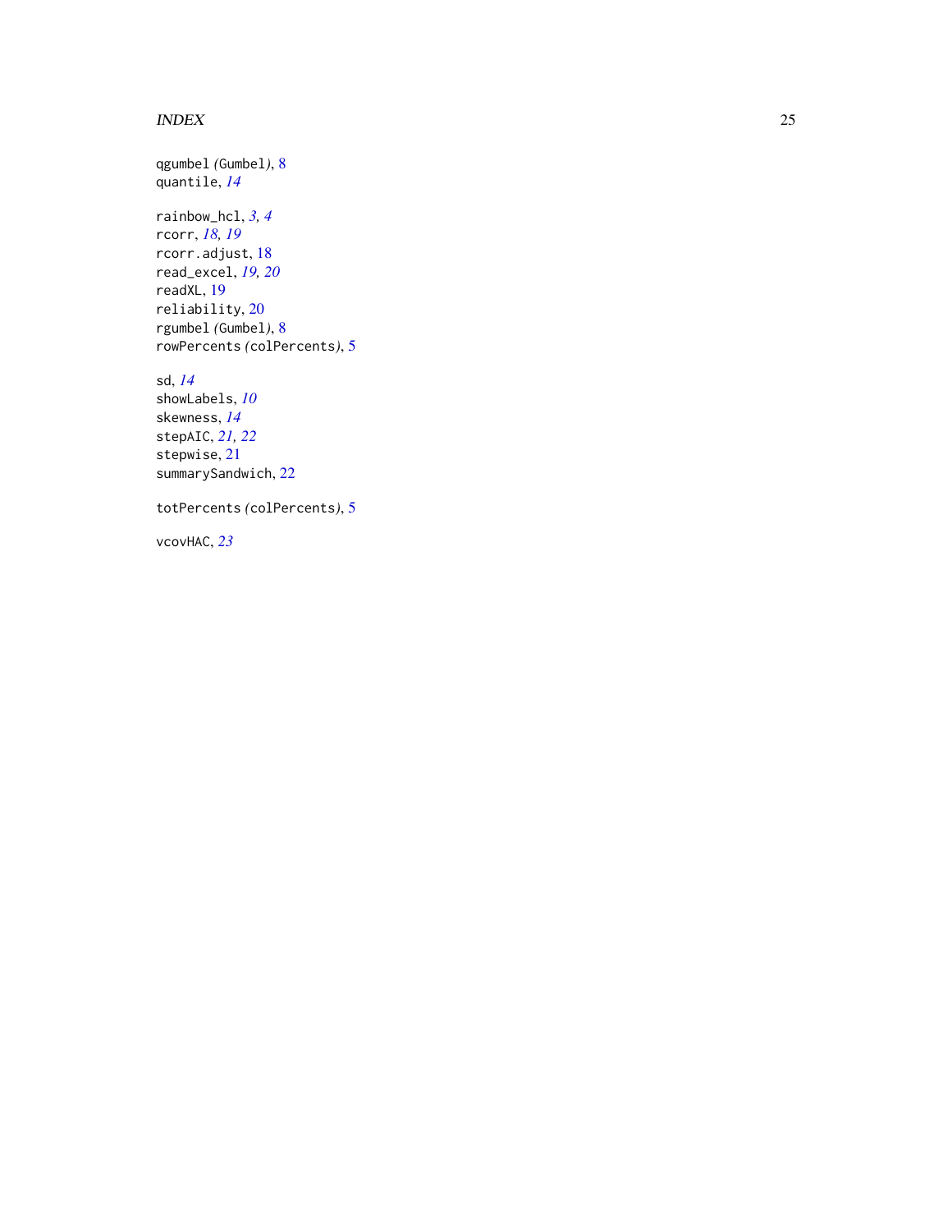qgumbel *(*Gumbel*)*, 8
quantile, *14*

rainbow_hcl, *3, 4*
rcorr, *18, 19*
rcorr.adjust, 18
read_excel, *19, 20*
readXL, 19
reliability, 20
rgumbel *(*Gumbel*)*, 8
rowPercents *(*colPercents*)*, 5

sd, *14*
showLabels, *10*
skewness, *14*
stepAIC, *21, 22*
stepwise, 21
summarySandwich, 22

totPercents *(*colPercents*)*, 5

vcovHAC, *23*